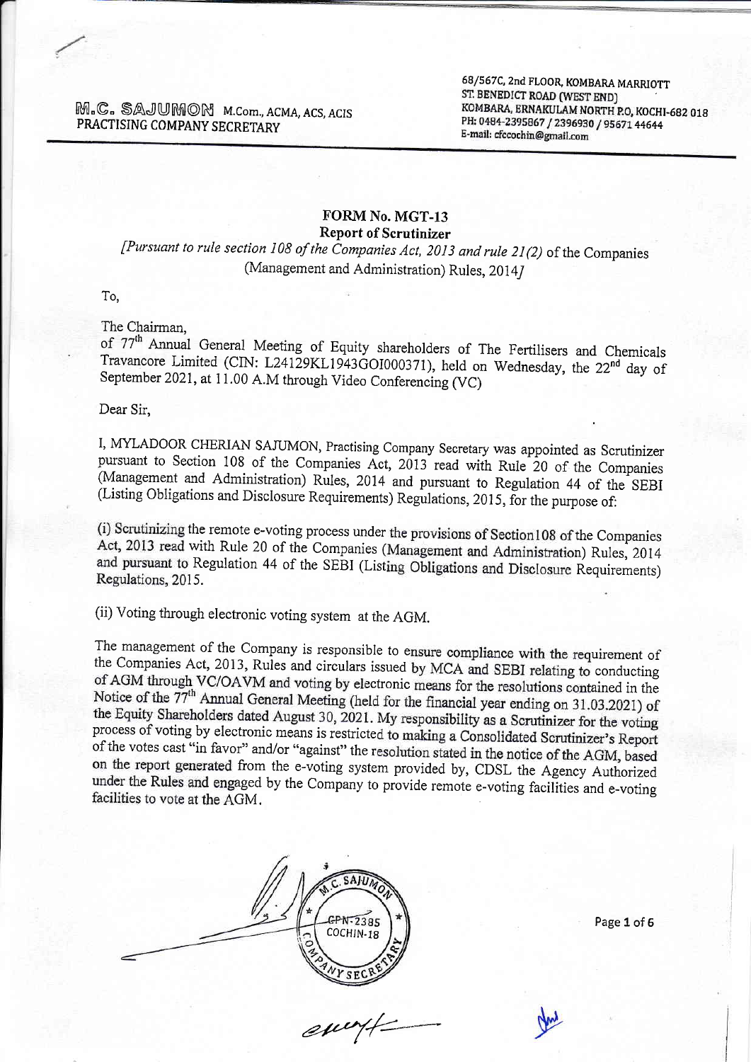M.C. SAJUMON M.Com., ACMA, ACS, ACIS
PRACTISING COMPANY SECRETARY

68/567C, 2nd FLOOR, KOMBARA MARRIOTT
ST. BENEDICT ROAD (WEST END)
KOMBARA, ERNAKULAM NORTH P.O, KOCHI-682 018
PH: 0484-2395867 / 2396930 / 95671 44644
E-mail: cfccochin@gmail.com

## FORM No. MGT-13
### Report of Scrutinizer

*[Pursuant to rule section 108 of the Companies Act, 2013 and rule 21(2)* of the Companies (Management and Administration) Rules, 2014*]*

To,

The Chairman,
of 77th Annual General Meeting of Equity shareholders of The Fertilisers and Chemicals Travancore Limited (CIN: L24129KL1943GOI000371), held on Wednesday, the 22nd day of September 2021, at 11.00 A.M through Video Conferencing (VC)

Dear Sir,

I, MYLADOOR CHERIAN SAJUMON, Practising Company Secretary was appointed as Scrutinizer pursuant to Section 108 of the Companies Act, 2013 read with Rule 20 of the Companies (Management and Administration) Rules, 2014 and pursuant to Regulation 44 of the SEBI (Listing Obligations and Disclosure Requirements) Regulations, 2015, for the purpose of:

(i) Scrutinizing the remote e-voting process under the provisions of Section108 of the Companies Act, 2013 read with Rule 20 of the Companies (Management and Administration) Rules, 2014 and pursuant to Regulation 44 of the SEBI (Listing Obligations and Disclosure Requirements) Regulations, 2015.

(ii) Voting through electronic voting system at the AGM.

The management of the Company is responsible to ensure compliance with the requirement of the Companies Act, 2013, Rules and circulars issued by MCA and SEBI relating to conducting of AGM through VC/OAVM and voting by electronic means for the resolutions contained in the Notice of the 77th Annual General Meeting (held for the financial year ending on 31.03.2021) of the Equity Shareholders dated August 30, 2021. My responsibility as a Scrutinizer for the voting process of voting by electronic means is restricted to making a Consolidated Scrutinizer's Report of the votes cast "in favor" and/or "against" the resolution stated in the notice of the AGM, based on the report generated from the e-voting system provided by, CDSL the Agency Authorized under the Rules and engaged by the Company to provide remote e-voting facilities and e-voting facilities to vote at the AGM.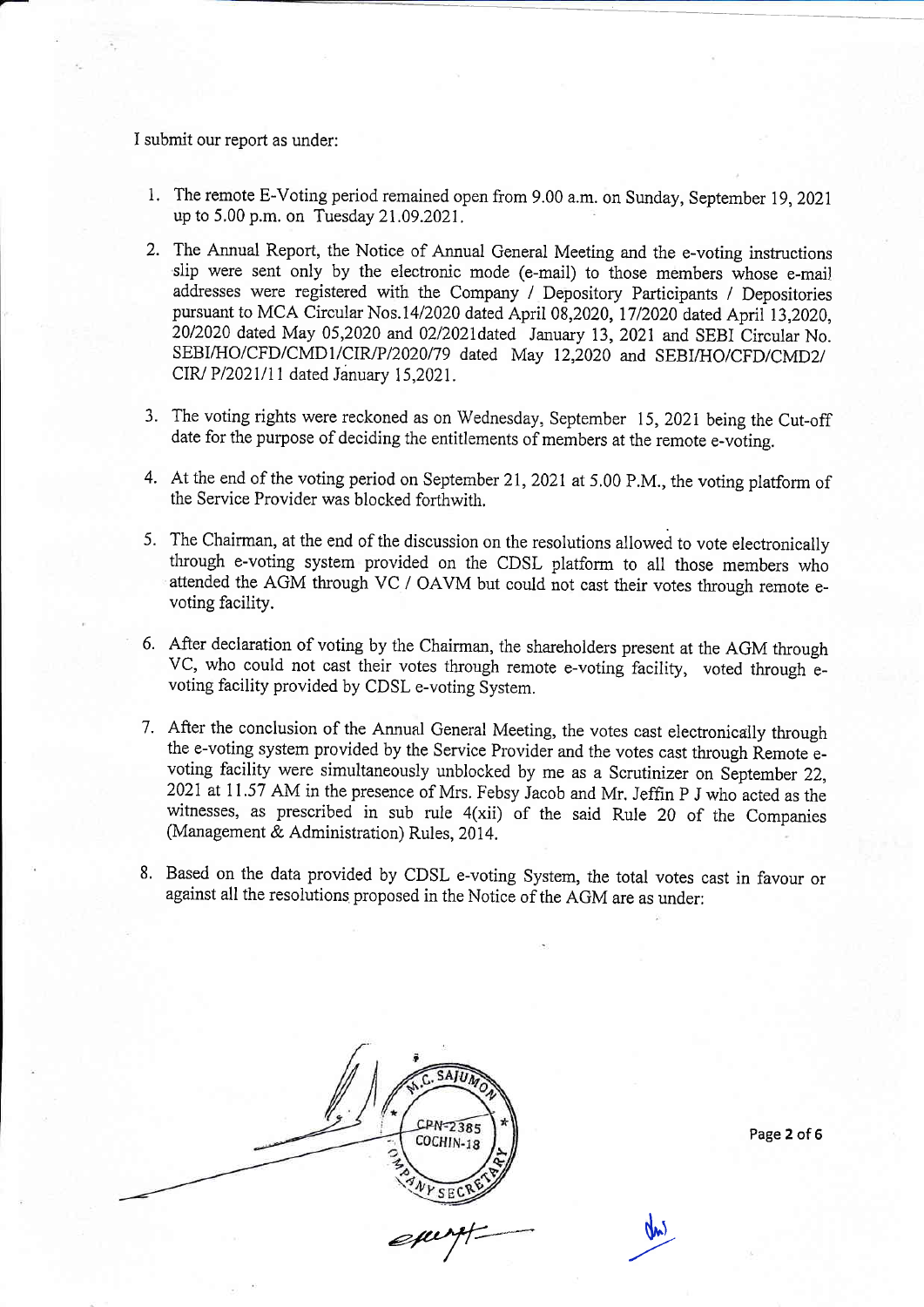I submit our report as under:

1. The remote E-Voting period remained open from 9.00 a.m. on Sunday, September 19, 2021 up to 5.00 p.m. on Tuesday 21.09.2021.

2. The Annual Report, the Notice of Annual General Meeting and the e-voting instructions slip were sent only by the electronic mode (e-mail) to those members whose e-mail addresses were registered with the Company / Depository Participants / Depositories pursuant to MCA Circular Nos.14/2020 dated April 08,2020, 17/2020 dated April 13,2020, 20/2020 dated May 05,2020 and 02/2021dated January 13, 2021 and SEBI Circular No. SEBI/HO/CFD/CMD1/CIR/P/2020/79 dated May 12,2020 and SEBI/HO/CFD/CMD2/ CIR/ P/2021/11 dated January 15,2021.

3. The voting rights were reckoned as on Wednesday, September 15, 2021 being the Cut-off date for the purpose of deciding the entitlements of members at the remote e-voting.

4. At the end of the voting period on September 21, 2021 at 5.00 P.M., the voting platform of the Service Provider was blocked forthwith.

5. The Chairman, at the end of the discussion on the resolutions allowed to vote electronically through e-voting system provided on the CDSL platform to all those members who attended the AGM through VC / OAVM but could not cast their votes through remote e-voting facility.

6. After declaration of voting by the Chairman, the shareholders present at the AGM through VC, who could not cast their votes through remote e-voting facility, voted through e-voting facility provided by CDSL e-voting System.

7. After the conclusion of the Annual General Meeting, the votes cast electronically through the e-voting system provided by the Service Provider and the votes cast through Remote e-voting facility were simultaneously unblocked by me as a Scrutinizer on September 22, 2021 at 11.57 AM in the presence of Mrs. Febsy Jacob and Mr. Jeffin P J who acted as the witnesses, as prescribed in sub rule 4(xii) of the said Rule 20 of the Companies (Management & Administration) Rules, 2014.

8. Based on the data provided by CDSL e-voting System, the total votes cast in favour or against all the resolutions proposed in the Notice of the AGM are as under:

M.C. SAJUMON
CPN-2385
COCHIN-18
COMPANY SECRETARY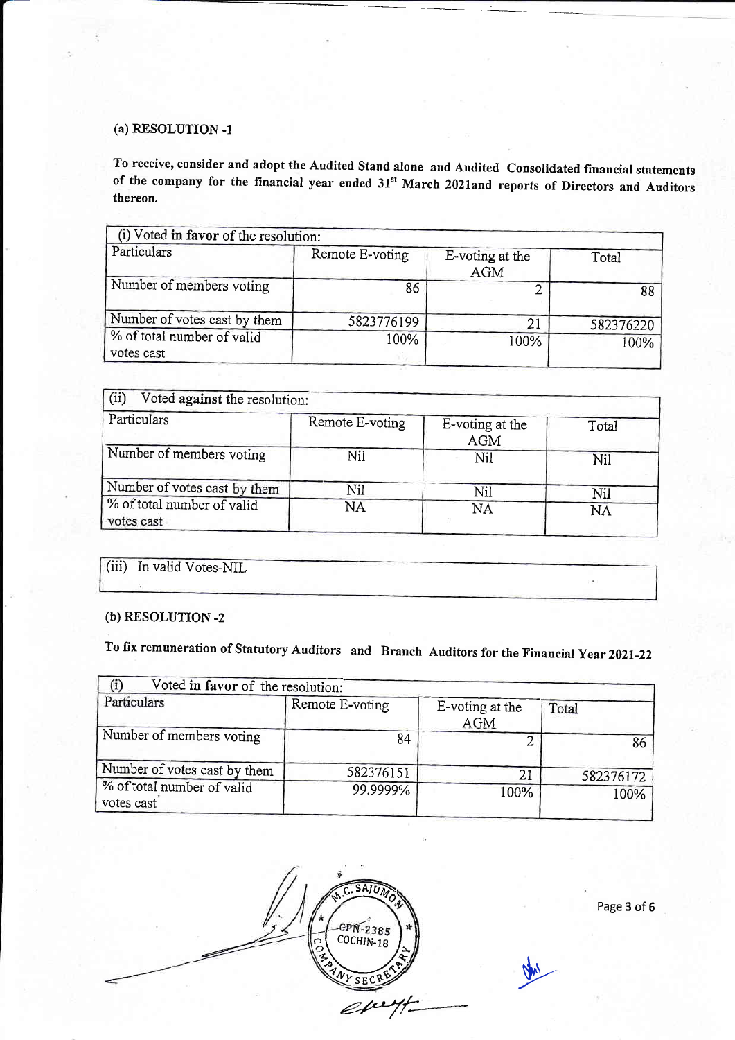(a) **RESOLUTION -1**

**To receive, consider and adopt the Audited Stand alone and Audited Consolidated financial statements of the company for the financial year ended 31st March 2021and reports of Directors and Auditors thereon.**

| (i) Voted **in favor** of the resolution: | | | |
|---|---|---|---|
| Particulars | Remote E-voting | E-voting at the AGM | Total |
| Number of members voting | 86 | 2 | 88 |
| Number of votes cast by them | 5823776199 | 21 | 582376220 |
| % of total number of valid votes cast | 100% | 100% | 100% |

| (ii) Voted **against** the resolution: | | | |
|---|---|---|---|
| Particulars | Remote E-voting | E-voting at the AGM | Total |
| Number of members voting | Nil | Nil | Nil |
| Number of votes cast by them | Nil | Nil | Nil |
| % of total number of valid votes cast | NA | NA | NA |

(iii) In valid Votes-NIL

(b) **RESOLUTION -2**

**To fix remuneration of Statutory Auditors and Branch Auditors for the Financial Year 2021-22**

| (i) Voted **in favor** of the resolution: | | | |
|---|---|---|---|
| Particulars | Remote E-voting | E-voting at the AGM | Total |
| Number of members voting | 84 | 2 | 86 |
| Number of votes cast by them | 582376151 | 21 | 582376172 |
| % of total number of valid votes cast | 99.9999% | 100% | 100% |

M.C. SAJUMON
CPN-2385
COCHIN-18
COMPANY SECRETARY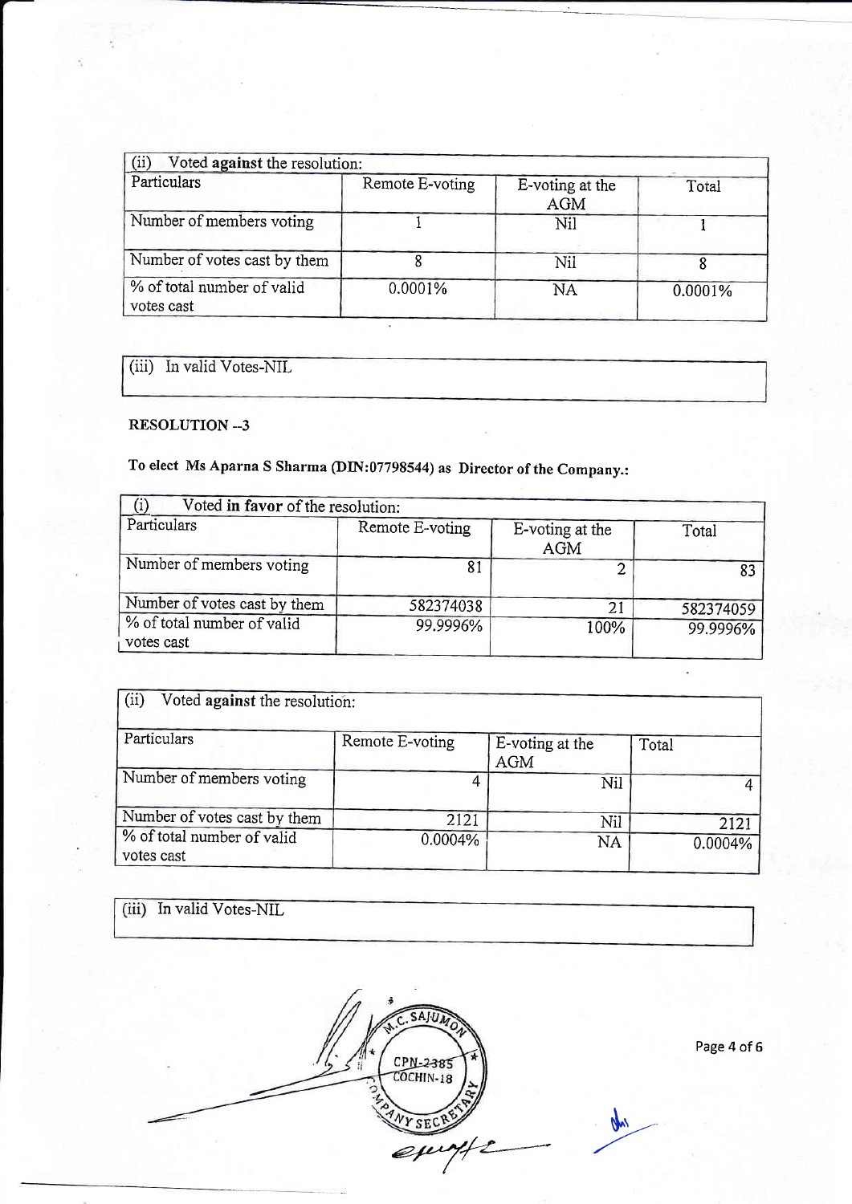| (ii) Voted **against** the resolution: | | | |
|---|---|---|---|
| Particulars | Remote E-voting | E-voting at the AGM | Total |
| Number of members voting | 1 | Nil | 1 |
| Number of votes cast by them | 8 | Nil | 8 |
| % of total number of valid votes cast | 0.0001% | NA | 0.0001% |

(iii) In valid Votes-NIL

**RESOLUTION --3**

**To elect Ms Aparna S Sharma (DIN:07798544) as Director of the Company.:**

| (i) Voted **in favor** of the resolution: | | | |
|---|---|---|---|
| Particulars | Remote E-voting | E-voting at the AGM | Total |
| Number of members voting | 81 | 2 | 83 |
| Number of votes cast by them | 582374038 | 21 | 582374059 |
| % of total number of valid votes cast | 99.9996% | 100% | 99.9996% |

| (ii) Voted **against** the resolution: | | | |
|---|---|---|---|
| Particulars | Remote E-voting | E-voting at the AGM | Total |
| Number of members voting | 4 | Nil | 4 |
| Number of votes cast by them | 2121 | Nil | 2121 |
| % of total number of valid votes cast | 0.0004% | NA | 0.0004% |

(iii) In valid Votes-NIL

M.C. SAJUMON
CPN-2385
COCHIN-18
COMPANY SECRETARY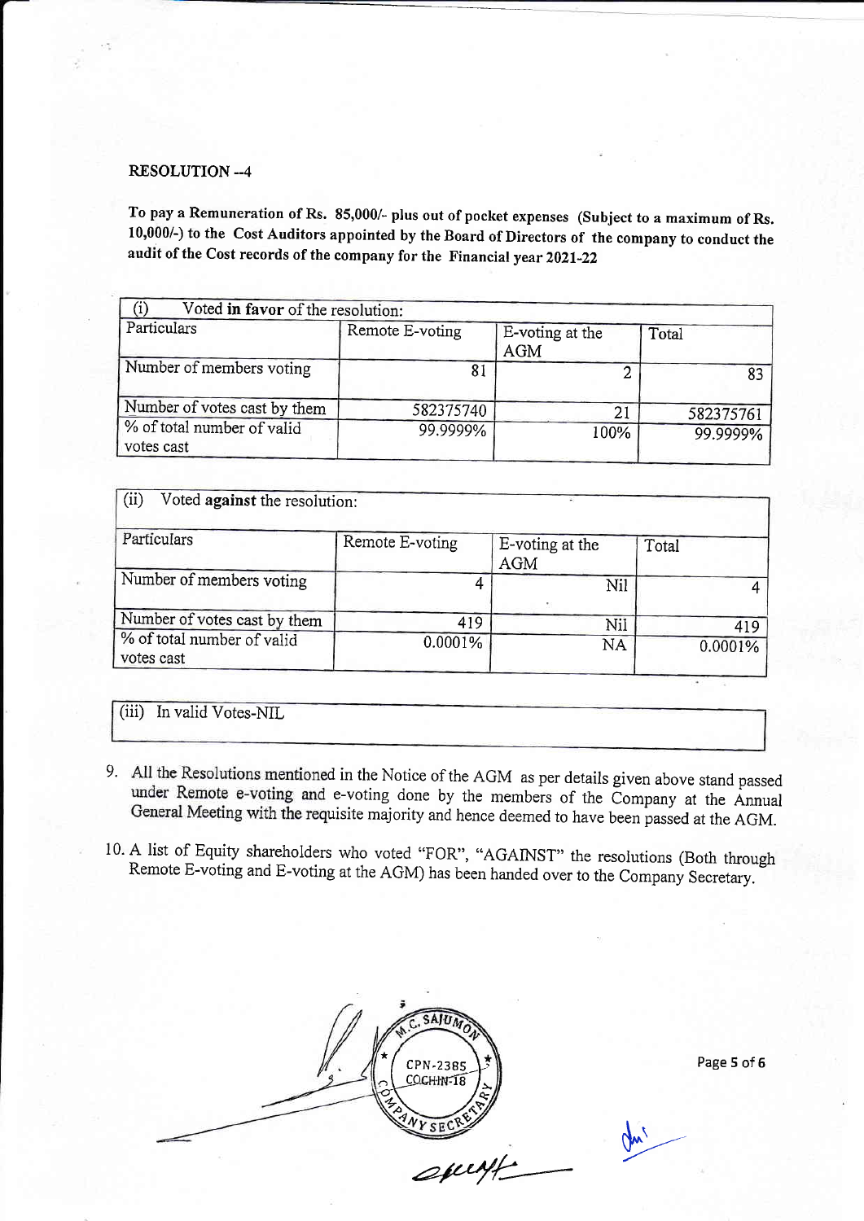**RESOLUTION --4**

**To pay a Remuneration of Rs. 85,000/- plus out of pocket expenses (Subject to a maximum of Rs. 10,000/-) to the Cost Auditors appointed by the Board of Directors of the company to conduct the audit of the Cost records of the company for the Financial year 2021-22**

| (i) Voted **in favor** of the resolution: | | | |
|---|---|---|---|
| Particulars | Remote E-voting | E-voting at the AGM | Total |
| Number of members voting | 81 | 2 | 83 |
| Number of votes cast by them | 582375740 | 21 | 582375761 |
| % of total number of valid votes cast | 99.9999% | 100% | 99.9999% |

| (ii) Voted **against** the resolution: | | | |
|---|---|---|---|
| Particulars | Remote E-voting | E-voting at the AGM | Total |
| Number of members voting | 4 | Nil | 4 |
| Number of votes cast by them | 419 | Nil | 419 |
| % of total number of valid votes cast | 0.0001% | NA | 0.0001% |

| (iii) In valid Votes-NIL |
|---|

9. All the Resolutions mentioned in the Notice of the AGM as per details given above stand passed under Remote e-voting and e-voting done by the members of the Company at the Annual General Meeting with the requisite majority and hence deemed to have been passed at the AGM.

10. A list of Equity shareholders who voted "FOR", "AGAINST" the resolutions (Both through Remote E-voting and E-voting at the AGM) has been handed over to the Company Secretary.

M.C. SAJUMON
CPN-2385
COCHIN-18
COMPANY SECRETARY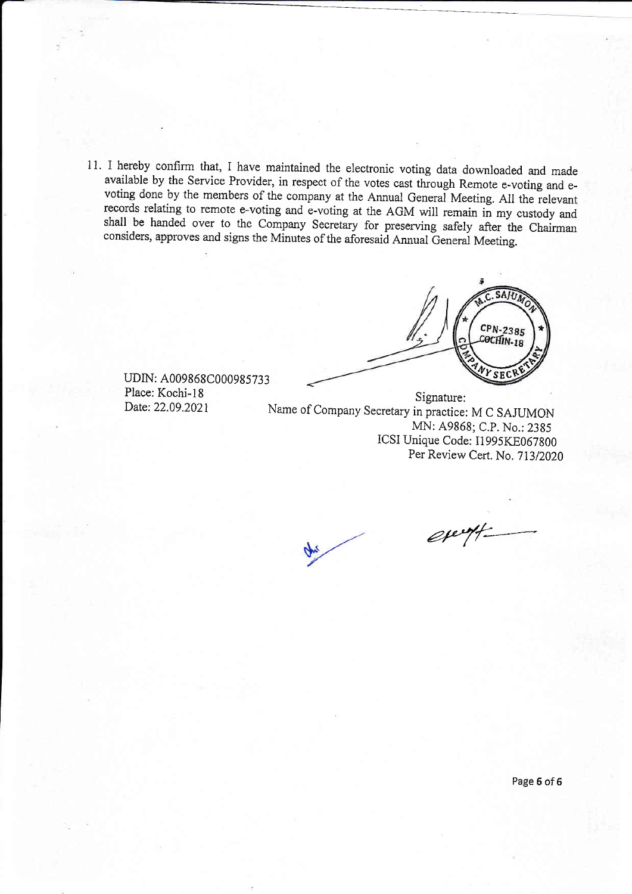11. I hereby confirm that, I have maintained the electronic voting data downloaded and made available by the Service Provider, in respect of the votes cast through Remote e-voting and e-voting done by the members of the company at the Annual General Meeting. All the relevant records relating to remote e-voting and e-voting at the AGM will remain in my custody and shall be handed over to the Company Secretary for preserving safely after the Chairman considers, approves and signs the Minutes of the aforesaid Annual General Meeting.

UDIN: A009868C000985733
Place: Kochi-18
Date: 22.09.2021

Signature:
Name of Company Secretary in practice: M C SAJUMON
MN: A9868; C.P. No.: 2385
ICSI Unique Code: I1995KE067800
Per Review Cert. No. 713/2020